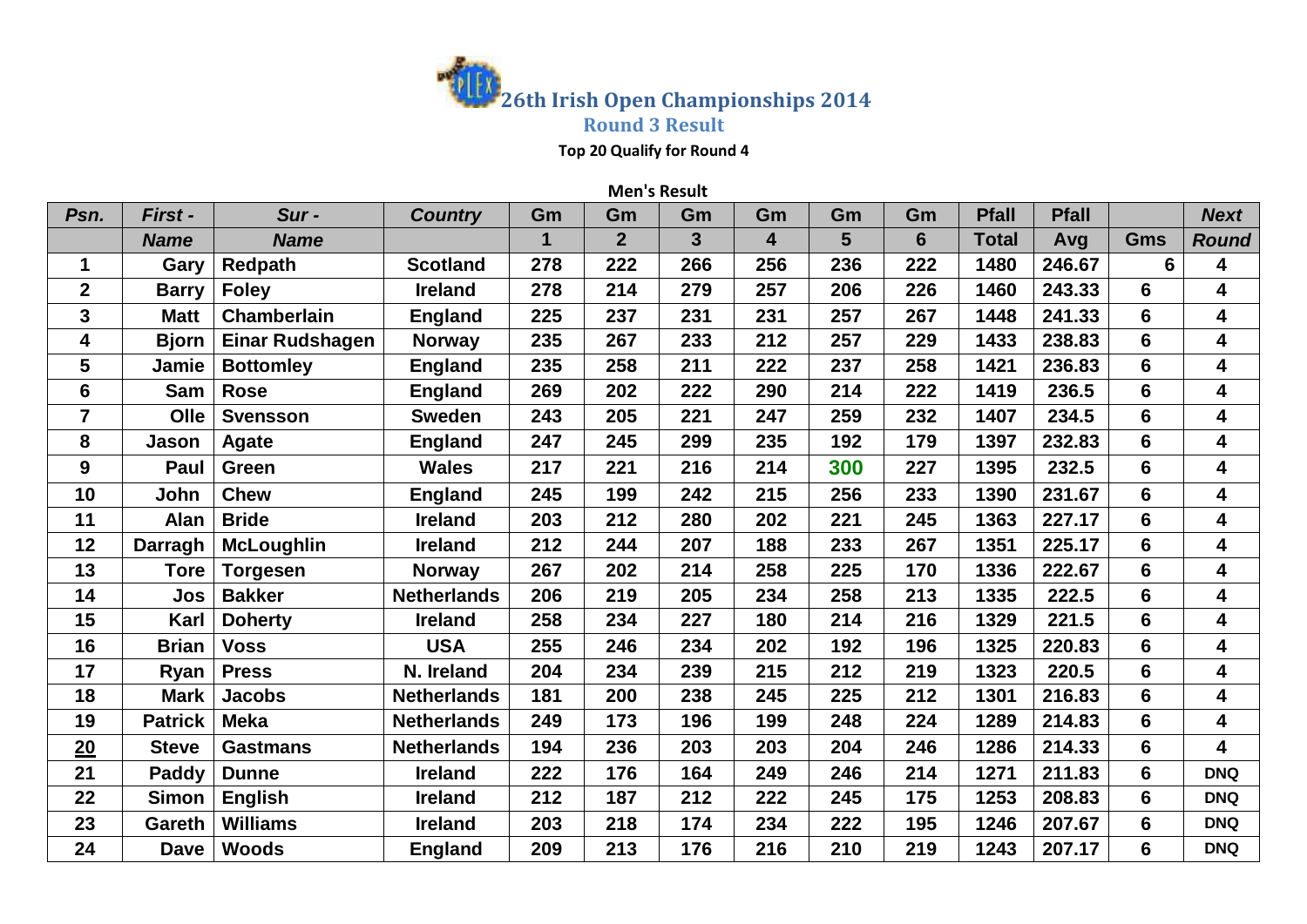# 26th Irish Open Championships 2014

## Round 3 Result

**Top 20 Qualify for Round 4**

**Men's Result**

| Psn. | First - Name | Sur - Name | Country | Gm 1 | Gm 2 | Gm 3 | Gm 4 | Gm 5 | Gm 6 | Pfall Total | Pfall Avg | Gms | Next Round |
|---|---|---|---|---|---|---|---|---|---|---|---|---|---|
| 1 | Gary | Redpath | Scotland | 278 | 222 | 266 | 256 | 236 | 222 | 1480 | 246.67 | 6 | 4 |
| 2 | Barry | Foley | Ireland | 278 | 214 | 279 | 257 | 206 | 226 | 1460 | 243.33 | 6 | 4 |
| 3 | Matt | Chamberlain | England | 225 | 237 | 231 | 231 | 257 | 267 | 1448 | 241.33 | 6 | 4 |
| 4 | Bjorn | Einar Rudshagen | Norway | 235 | 267 | 233 | 212 | 257 | 229 | 1433 | 238.83 | 6 | 4 |
| 5 | Jamie | Bottomley | England | 235 | 258 | 211 | 222 | 237 | 258 | 1421 | 236.83 | 6 | 4 |
| 6 | Sam | Rose | England | 269 | 202 | 222 | 290 | 214 | 222 | 1419 | 236.5 | 6 | 4 |
| 7 | Olle | Svensson | Sweden | 243 | 205 | 221 | 247 | 259 | 232 | 1407 | 234.5 | 6 | 4 |
| 8 | Jason | Agate | England | 247 | 245 | 299 | 235 | 192 | 179 | 1397 | 232.83 | 6 | 4 |
| 9 | Paul | Green | Wales | 217 | 221 | 216 | 214 | 300 | 227 | 1395 | 232.5 | 6 | 4 |
| 10 | John | Chew | England | 245 | 199 | 242 | 215 | 256 | 233 | 1390 | 231.67 | 6 | 4 |
| 11 | Alan | Bride | Ireland | 203 | 212 | 280 | 202 | 221 | 245 | 1363 | 227.17 | 6 | 4 |
| 12 | Darragh | McLoughlin | Ireland | 212 | 244 | 207 | 188 | 233 | 267 | 1351 | 225.17 | 6 | 4 |
| 13 | Tore | Torgesen | Norway | 267 | 202 | 214 | 258 | 225 | 170 | 1336 | 222.67 | 6 | 4 |
| 14 | Jos | Bakker | Netherlands | 206 | 219 | 205 | 234 | 258 | 213 | 1335 | 222.5 | 6 | 4 |
| 15 | Karl | Doherty | Ireland | 258 | 234 | 227 | 180 | 214 | 216 | 1329 | 221.5 | 6 | 4 |
| 16 | Brian | Voss | USA | 255 | 246 | 234 | 202 | 192 | 196 | 1325 | 220.83 | 6 | 4 |
| 17 | Ryan | Press | N. Ireland | 204 | 234 | 239 | 215 | 212 | 219 | 1323 | 220.5 | 6 | 4 |
| 18 | Mark | Jacobs | Netherlands | 181 | 200 | 238 | 245 | 225 | 212 | 1301 | 216.83 | 6 | 4 |
| 19 | Patrick | Meka | Netherlands | 249 | 173 | 196 | 199 | 248 | 224 | 1289 | 214.83 | 6 | 4 |
| 20 | Steve | Gastmans | Netherlands | 194 | 236 | 203 | 203 | 204 | 246 | 1286 | 214.33 | 6 | 4 |
| 21 | Paddy | Dunne | Ireland | 222 | 176 | 164 | 249 | 246 | 214 | 1271 | 211.83 | 6 | DNQ |
| 22 | Simon | English | Ireland | 212 | 187 | 212 | 222 | 245 | 175 | 1253 | 208.83 | 6 | DNQ |
| 23 | Gareth | Williams | Ireland | 203 | 218 | 174 | 234 | 222 | 195 | 1246 | 207.67 | 6 | DNQ |
| 24 | Dave | Woods | England | 209 | 213 | 176 | 216 | 210 | 219 | 1243 | 207.17 | 6 | DNQ |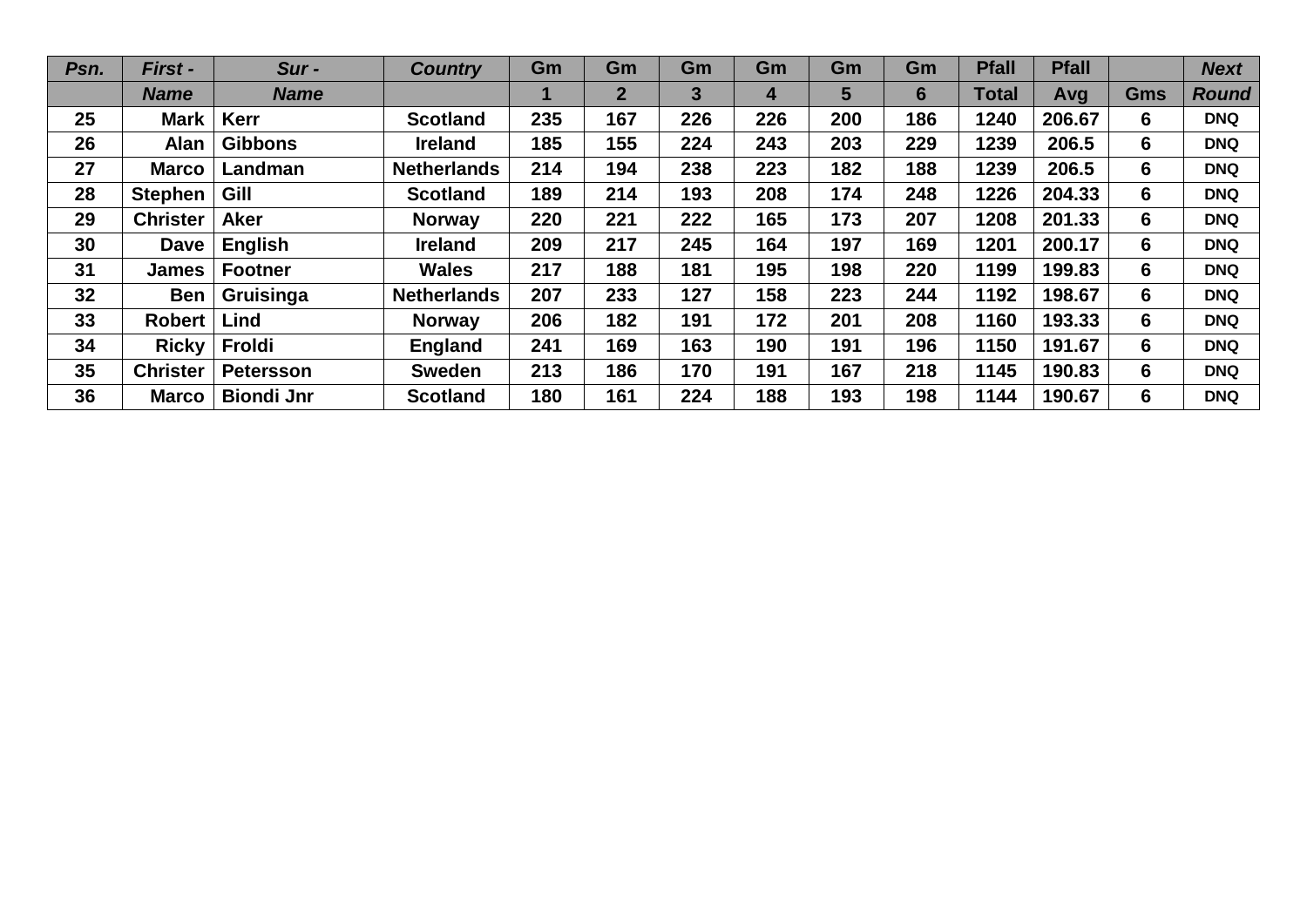| Psn. | First - Name | Sur - Name | Country | Gm 1 | Gm 2 | Gm 3 | Gm 4 | Gm 5 | Gm 6 | Pfall Total | Pfall Avg | Gms | Next Round |
|---|---|---|---|---|---|---|---|---|---|---|---|---|---|
| 25 | Mark | Kerr | Scotland | 235 | 167 | 226 | 226 | 200 | 186 | 1240 | 206.67 | 6 | DNQ |
| 26 | Alan | Gibbons | Ireland | 185 | 155 | 224 | 243 | 203 | 229 | 1239 | 206.5 | 6 | DNQ |
| 27 | Marco | Landman | Netherlands | 214 | 194 | 238 | 223 | 182 | 188 | 1239 | 206.5 | 6 | DNQ |
| 28 | Stephen | Gill | Scotland | 189 | 214 | 193 | 208 | 174 | 248 | 1226 | 204.33 | 6 | DNQ |
| 29 | Christer | Aker | Norway | 220 | 221 | 222 | 165 | 173 | 207 | 1208 | 201.33 | 6 | DNQ |
| 30 | Dave | English | Ireland | 209 | 217 | 245 | 164 | 197 | 169 | 1201 | 200.17 | 6 | DNQ |
| 31 | James | Footner | Wales | 217 | 188 | 181 | 195 | 198 | 220 | 1199 | 199.83 | 6 | DNQ |
| 32 | Ben | Gruisinga | Netherlands | 207 | 233 | 127 | 158 | 223 | 244 | 1192 | 198.67 | 6 | DNQ |
| 33 | Robert | Lind | Norway | 206 | 182 | 191 | 172 | 201 | 208 | 1160 | 193.33 | 6 | DNQ |
| 34 | Ricky | Froldi | England | 241 | 169 | 163 | 190 | 191 | 196 | 1150 | 191.67 | 6 | DNQ |
| 35 | Christer | Petersson | Sweden | 213 | 186 | 170 | 191 | 167 | 218 | 1145 | 190.83 | 6 | DNQ |
| 36 | Marco | Biondi Jnr | Scotland | 180 | 161 | 224 | 188 | 193 | 198 | 1144 | 190.67 | 6 | DNQ |